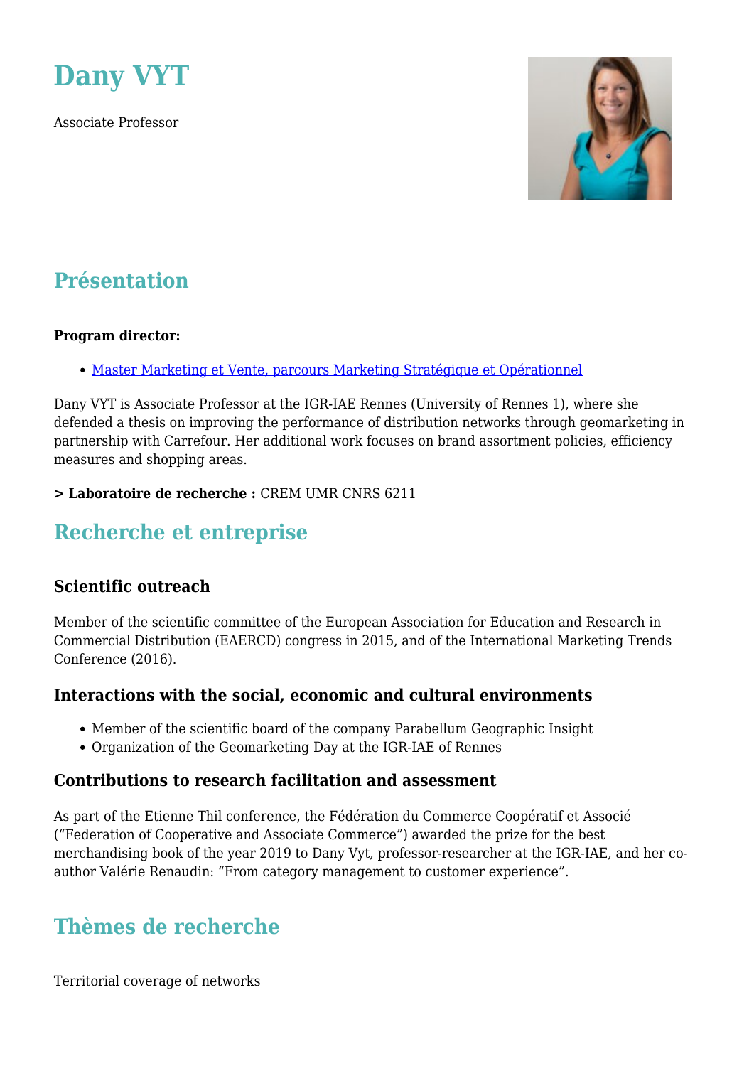# Dany VYT

Associate Professor

---

## Présentation

**Program director:**

- Master Marketing et Vente, parcours Marketing Stratégique et Opérationnel

Dany VYT is Associate Professor at the IGR-IAE Rennes (University of Rennes 1), where she defended a thesis on improving the performance of distribution networks through geomarketing in partnership with Carrefour. Her additional work focuses on brand assortment policies, efficiency measures and shopping areas.

**> Laboratoire de recherche :** CREM UMR CNRS 6211

## Recherche et entreprise

### Scientific outreach

Member of the scientific committee of the European Association for Education and Research in Commercial Distribution (EAERCD) congress in 2015, and of the International Marketing Trends Conference (2016).

### Interactions with the social, economic and cultural environments

- Member of the scientific board of the company Parabellum Geographic Insight
- Organization of the Geomarketing Day at the IGR-IAE of Rennes

### Contributions to research facilitation and assessment

As part of the Etienne Thil conference, the Fédération du Commerce Coopératif et Associé ("Federation of Cooperative and Associate Commerce") awarded the prize for the best merchandising book of the year 2019 to Dany Vyt, professor-researcher at the IGR-IAE, and her co-author Valérie Renaudin: "From category management to customer experience".

## Thèmes de recherche

Territorial coverage of networks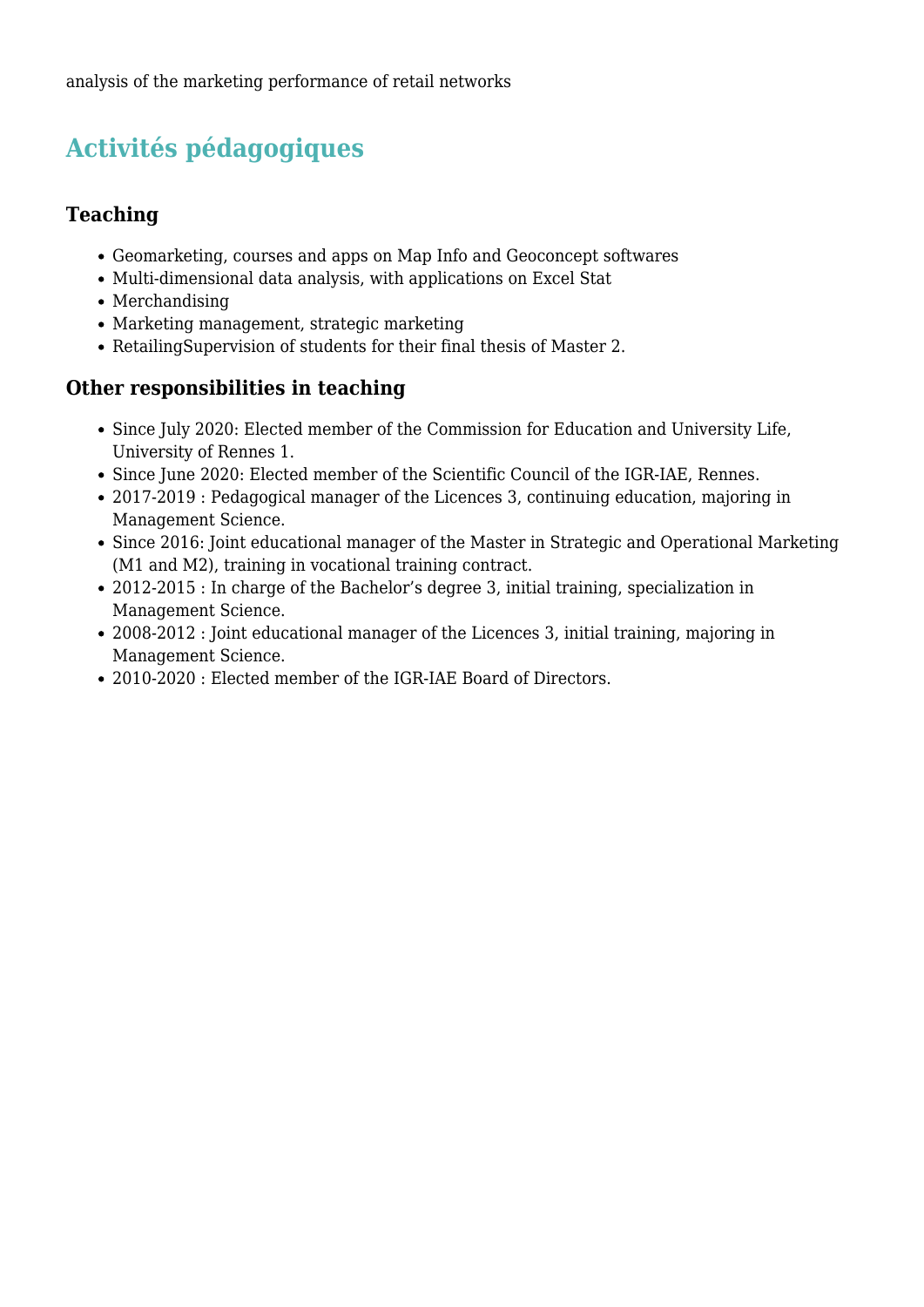analysis of the marketing performance of retail networks

## Activités pédagogiques

### Teaching

- Geomarketing, courses and apps on Map Info and Geoconcept softwares
- Multi-dimensional data analysis, with applications on Excel Stat
- Merchandising
- Marketing management, strategic marketing
- RetailingSupervision of students for their final thesis of Master 2.

### Other responsibilities in teaching

- Since July 2020: Elected member of the Commission for Education and University Life, University of Rennes 1.
- Since June 2020: Elected member of the Scientific Council of the IGR-IAE, Rennes.
- 2017-2019 : Pedagogical manager of the Licences 3, continuing education, majoring in Management Science.
- Since 2016: Joint educational manager of the Master in Strategic and Operational Marketing (M1 and M2), training in vocational training contract.
- 2012-2015 : In charge of the Bachelor's degree 3, initial training, specialization in Management Science.
- 2008-2012 : Joint educational manager of the Licences 3, initial training, majoring in Management Science.
- 2010-2020 : Elected member of the IGR-IAE Board of Directors.